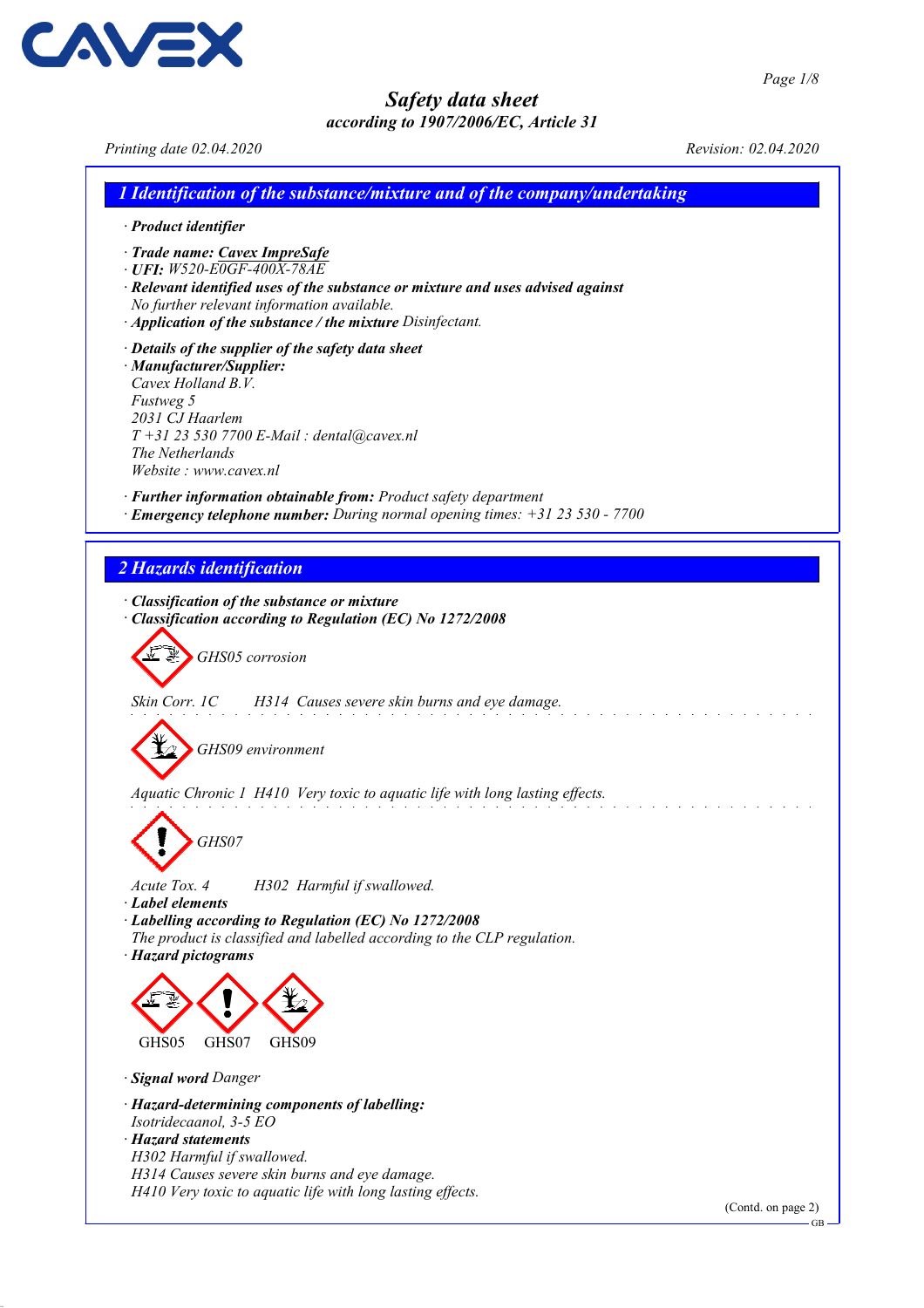# Safety data sheet

*according to 1907/2006/EC, Article 31*

*Printing date 02.04.2020* *Revision: 02.04.2020*

## 1 Identification of the substance/mixture and of the company/undertaking

· **Product identifier**

· **Trade name: Cavex ImpreSafe**
· **UFI:** W520-E0GF-400X-78AE
· **Relevant identified uses of the substance or mixture and uses advised against**
No further relevant information available.
· **Application of the substance / the mixture** Disinfectant.

· **Details of the supplier of the safety data sheet**
· **Manufacturer/Supplier:**
Cavex Holland B.V.
Fustweg 5
2031 CJ Haarlem
T +31 23 530 7700 E-Mail : dental@cavex.nl
The Netherlands
Website : www.cavex.nl

· **Further information obtainable from:** Product safety department
· **Emergency telephone number:** During normal opening times: +31 23 530 - 7700

## 2 Hazards identification

· **Classification of the substance or mixture**
· **Classification according to Regulation (EC) No 1272/2008**

GHS05 corrosion

Skin Corr. 1C H314 Causes severe skin burns and eye damage.

GHS09 environment

Aquatic Chronic 1 H410 Very toxic to aquatic life with long lasting effects.

GHS07

Acute Tox. 4 H302 Harmful if swallowed.

· **Label elements**
· **Labelling according to Regulation (EC) No 1272/2008**
The product is classified and labelled according to the CLP regulation.
· **Hazard pictograms**

GHS05 GHS07 GHS09

· **Signal word** Danger

· **Hazard-determining components of labelling:**
Isotridecaanol, 3-5 EO
· **Hazard statements**
H302 Harmful if swallowed.
H314 Causes severe skin burns and eye damage.
H410 Very toxic to aquatic life with long lasting effects.

(Contd. on page 2)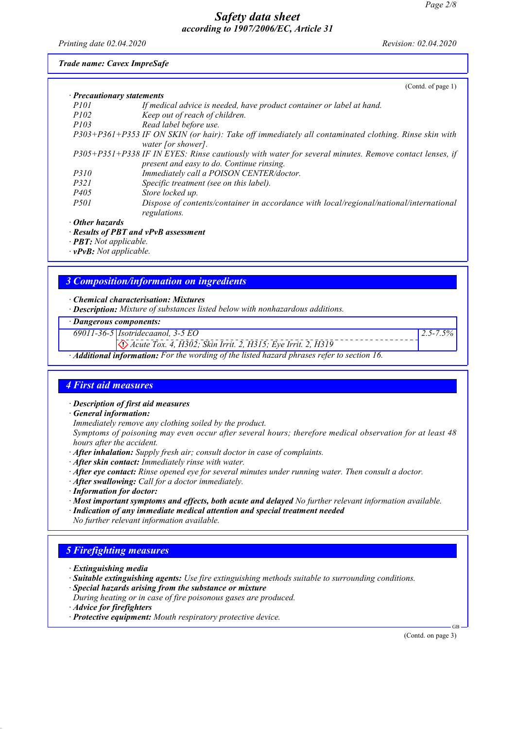*Trade name: Cavex ImpreSafe*

(Contd. of page 1)

· ***Precautionary statements***

| | |
|---|---|
| *P101* | *If medical advice is needed, have product container or label at hand.* |
| *P102* | *Keep out of reach of children.* |
| *P103* | *Read label before use.* |
| *P303+P361+P353* | *IF ON SKIN (or hair): Take off immediately all contaminated clothing. Rinse skin with water [or shower].* |
| *P305+P351+P338* | *IF IN EYES: Rinse cautiously with water for several minutes. Remove contact lenses, if present and easy to do. Continue rinsing.* |
| *P310* | *Immediately call a POISON CENTER/doctor.* |
| *P321* | *Specific treatment (see on this label).* |
| *P405* | *Store locked up.* |
| *P501* | *Dispose of contents/container in accordance with local/regional/national/international regulations.* |

· ***Other hazards***
· ***Results of PBT and vPvB assessment***
· ***PBT:*** *Not applicable.*
· ***vPvB:*** *Not applicable.*

## *3 Composition/information on ingredients*

· ***Chemical characterisation: Mixtures***
· ***Description:*** *Mixture of substances listed below with nonhazardous additions.*

· ***Dangerous components:***

| | | |
|---|---|---|
| *69011-36-5* | *Isotridecaanol, 3-5 EO* | *2.5-7.5%* |
| | *Acute Tox. 4, H302; Skin Irrit. 2, H315; Eye Irrit. 2, H319* | |

· ***Additional information:*** *For the wording of the listed hazard phrases refer to section 16.*

## *4 First aid measures*

· ***Description of first aid measures***
· ***General information:***
*Immediately remove any clothing soiled by the product.*
*Symptoms of poisoning may even occur after several hours; therefore medical observation for at least 48 hours after the accident.*
· ***After inhalation:*** *Supply fresh air; consult doctor in case of complaints.*
· ***After skin contact:*** *Immediately rinse with water.*
· ***After eye contact:*** *Rinse opened eye for several minutes under running water. Then consult a doctor.*
· ***After swallowing:*** *Call for a doctor immediately.*
· ***Information for doctor:***
· ***Most important symptoms and effects, both acute and delayed*** *No further relevant information available.*
· ***Indication of any immediate medical attention and special treatment needed***
*No further relevant information available.*

## *5 Firefighting measures*

· ***Extinguishing media***
· ***Suitable extinguishing agents:*** *Use fire extinguishing methods suitable to surrounding conditions.*
· ***Special hazards arising from the substance or mixture***
*During heating or in case of fire poisonous gases are produced.*
· ***Advice for firefighters***
· ***Protective equipment:*** *Mouth respiratory protective device.*

(Contd. on page 3)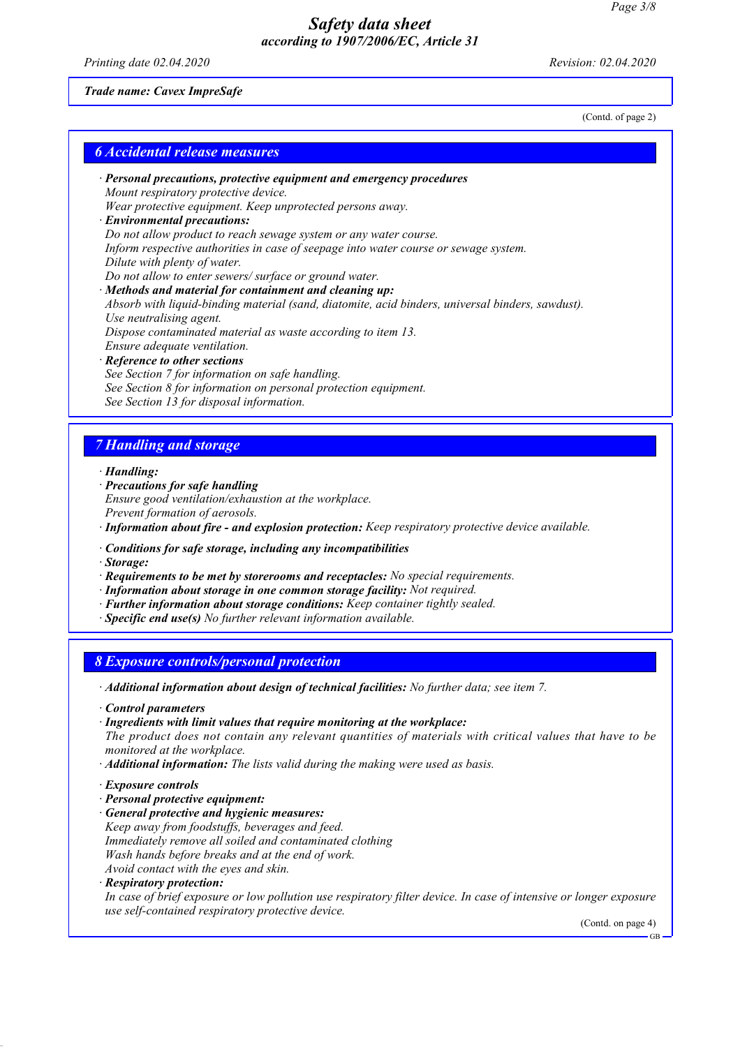*Trade name: Cavex ImpreSafe*

(Contd. of page 2)

## 6 Accidental release measures

· ***Personal precautions, protective equipment and emergency procedures***
*Mount respiratory protective device.*
*Wear protective equipment. Keep unprotected persons away.*
· ***Environmental precautions:***
*Do not allow product to reach sewage system or any water course.*
*Inform respective authorities in case of seepage into water course or sewage system.*
*Dilute with plenty of water.*
*Do not allow to enter sewers/ surface or ground water.*
· ***Methods and material for containment and cleaning up:***
*Absorb with liquid-binding material (sand, diatomite, acid binders, universal binders, sawdust).*
*Use neutralising agent.*
*Dispose contaminated material as waste according to item 13.*
*Ensure adequate ventilation.*
· ***Reference to other sections***
*See Section 7 for information on safe handling.*
*See Section 8 for information on personal protection equipment.*
*See Section 13 for disposal information.*

## 7 Handling and storage

· ***Handling:***
· ***Precautions for safe handling***
*Ensure good ventilation/exhaustion at the workplace.*
*Prevent formation of aerosols.*
· ***Information about fire - and explosion protection:*** *Keep respiratory protective device available.*

· ***Conditions for safe storage, including any incompatibilities***
· ***Storage:***
· ***Requirements to be met by storerooms and receptacles:*** *No special requirements.*
· ***Information about storage in one common storage facility:*** *Not required.*
· ***Further information about storage conditions:*** *Keep container tightly sealed.*
· ***Specific end use(s)*** *No further relevant information available.*

## 8 Exposure controls/personal protection

· ***Additional information about design of technical facilities:*** *No further data; see item 7.*

· ***Control parameters***
· ***Ingredients with limit values that require monitoring at the workplace:***
*The product does not contain any relevant quantities of materials with critical values that have to be monitored at the workplace.*
· ***Additional information:*** *The lists valid during the making were used as basis.*

· ***Exposure controls***
· ***Personal protective equipment:***
· ***General protective and hygienic measures:***
*Keep away from foodstuffs, beverages and feed.*
*Immediately remove all soiled and contaminated clothing*
*Wash hands before breaks and at the end of work.*
*Avoid contact with the eyes and skin.*
· ***Respiratory protection:***
*In case of brief exposure or low pollution use respiratory filter device. In case of intensive or longer exposure use self-contained respiratory protective device.*

(Contd. on page 4)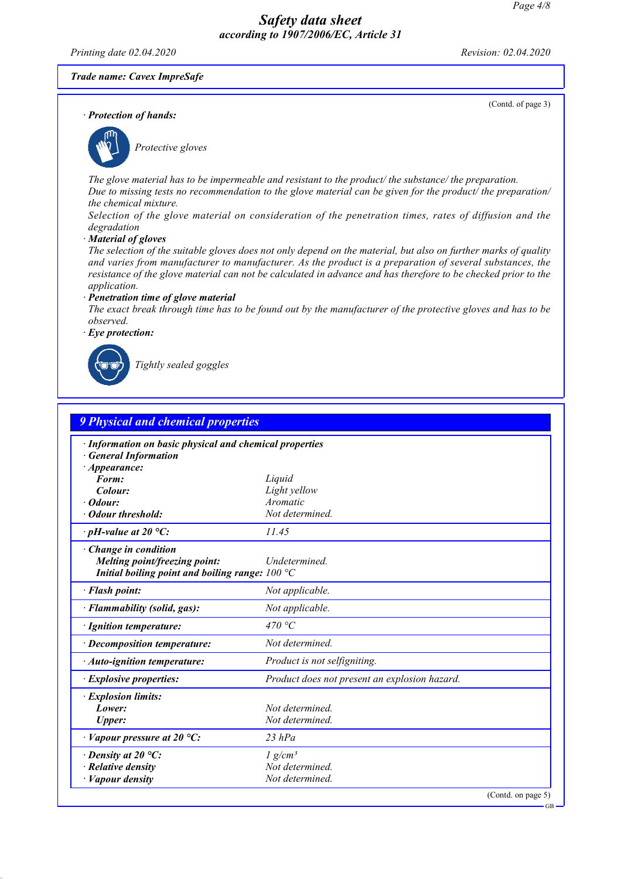**Trade name: Cavex ImpreSafe**

(Contd. of page 3)

· **Protection of hands:**

Protective gloves

The glove material has to be impermeable and resistant to the product/ the substance/ the preparation.
Due to missing tests no recommendation to the glove material can be given for the product/ the preparation/ the chemical mixture.
Selection of the glove material on consideration of the penetration times, rates of diffusion and the degradation

· **Material of gloves**
The selection of the suitable gloves does not only depend on the material, but also on further marks of quality and varies from manufacturer to manufacturer. As the product is a preparation of several substances, the resistance of the glove material can not be calculated in advance and has therefore to be checked prior to the application.

· **Penetration time of glove material**
The exact break through time has to be found out by the manufacturer of the protective gloves and has to be observed.

· **Eye protection:**

Tightly sealed goggles

## 9 Physical and chemical properties

· **Information on basic physical and chemical properties**
· **General Information**
· **Appearance:**

| | |
|---|---|
| **Form:** | Liquid |
| **Colour:** | Light yellow |
| · **Odour:** | Aromatic |
| · **Odour threshold:** | Not determined. |
| · **pH-value at 20 °C:** | 11.45 |
| · **Change in condition** | |
| **Melting point/freezing point:** | Undetermined. |
| **Initial boiling point and boiling range:** | 100 °C |
| · **Flash point:** | Not applicable. |
| · **Flammability (solid, gas):** | Not applicable. |
| · **Ignition temperature:** | 470 °C |
| · **Decomposition temperature:** | Not determined. |
| · **Auto-ignition temperature:** | Product is not selfigniting. |
| · **Explosive properties:** | Product does not present an explosion hazard. |
| · **Explosion limits:** | |
| **Lower:** | Not determined. |
| **Upper:** | Not determined. |
| · **Vapour pressure at 20 °C:** | 23 hPa |
| · **Density at 20 °C:** | 1 $g/cm^3$ |
| · **Relative density** | Not determined. |
| · **Vapour density** | Not determined. |

(Contd. on page 5)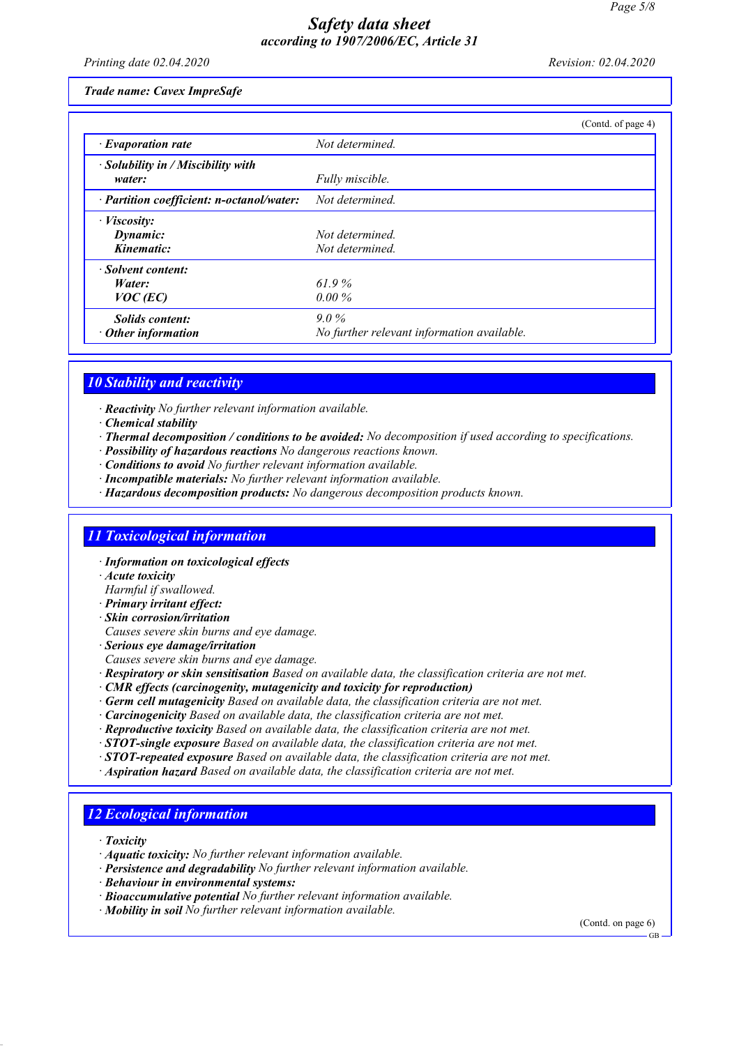Trade name: Cavex ImpreSafe

(Contd. of page 4)

| | |
|---|---|
| · Evaporation rate | Not determined. |
| · Solubility in / Miscibility with water: | Fully miscible. |
| · Partition coefficient: n-octanol/water: | Not determined. |
| · Viscosity: | |
| Dynamic: | Not determined. |
| Kinematic: | Not determined. |
| · Solvent content: | |
| Water: | 61.9 % |
| VOC (EC) | 0.00 % |
| Solids content: | 9.0 % |
| · Other information | No further relevant information available. |

## 10 Stability and reactivity

· **Reactivity** No further relevant information available.
· **Chemical stability**
· **Thermal decomposition / conditions to be avoided:** No decomposition if used according to specifications.
· **Possibility of hazardous reactions** No dangerous reactions known.
· **Conditions to avoid** No further relevant information available.
· **Incompatible materials:** No further relevant information available.
· **Hazardous decomposition products:** No dangerous decomposition products known.

## 11 Toxicological information

· **Information on toxicological effects**
· **Acute toxicity**
Harmful if swallowed.
· **Primary irritant effect:**
· **Skin corrosion/irritation**
Causes severe skin burns and eye damage.
· **Serious eye damage/irritation**
Causes severe skin burns and eye damage.
· **Respiratory or skin sensitisation** Based on available data, the classification criteria are not met.
· **CMR effects (carcinogenity, mutagenicity and toxicity for reproduction)**
· **Germ cell mutagenicity** Based on available data, the classification criteria are not met.
· **Carcinogenicity** Based on available data, the classification criteria are not met.
· **Reproductive toxicity** Based on available data, the classification criteria are not met.
· **STOT-single exposure** Based on available data, the classification criteria are not met.
· **STOT-repeated exposure** Based on available data, the classification criteria are not met.
· **Aspiration hazard** Based on available data, the classification criteria are not met.

## 12 Ecological information

· **Toxicity**
· **Aquatic toxicity:** No further relevant information available.
· **Persistence and degradability** No further relevant information available.
· **Behaviour in environmental systems:**
· **Bioaccumulative potential** No further relevant information available.
· **Mobility in soil** No further relevant information available.

(Contd. on page 6)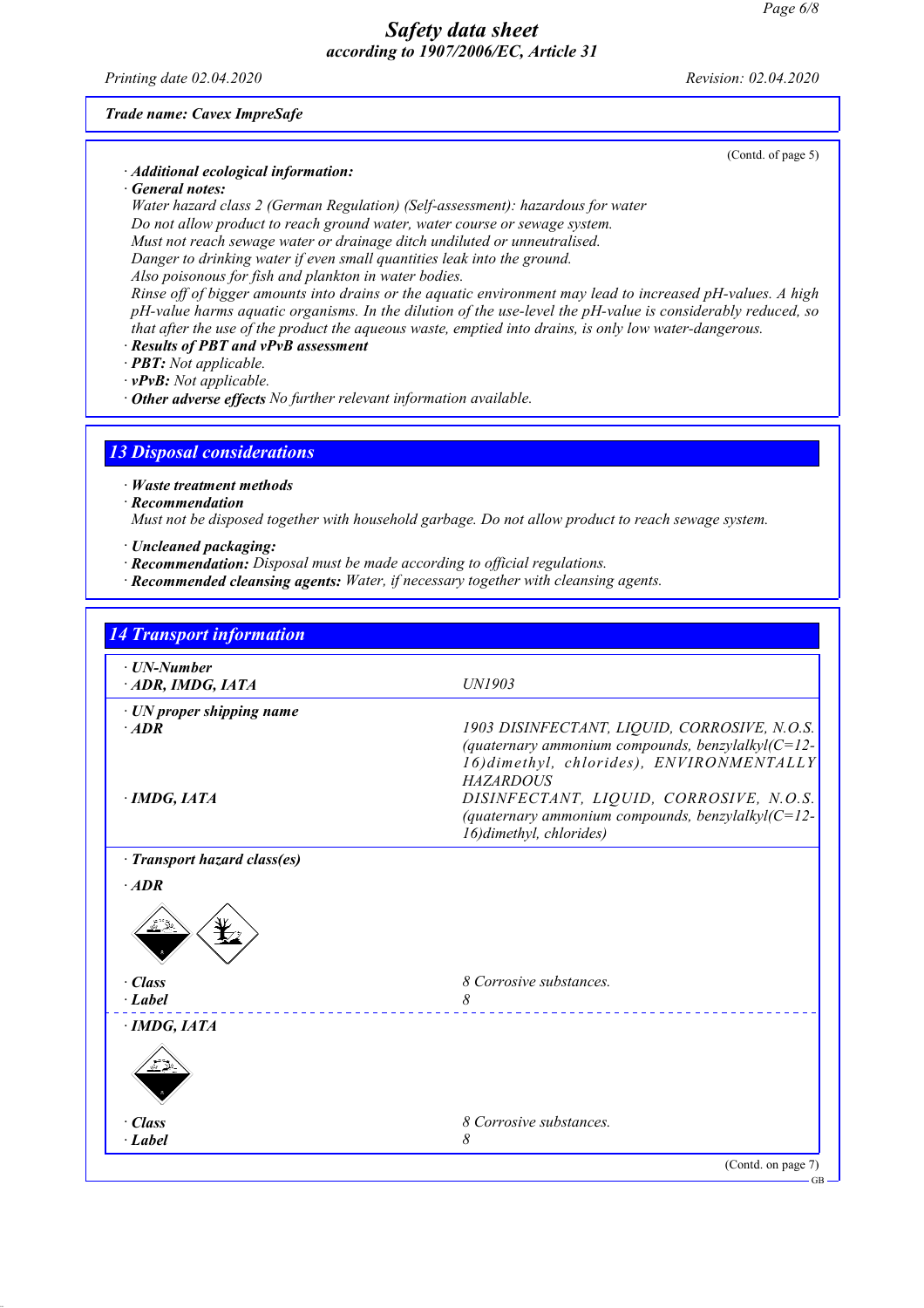(Contd. of page 5)

· **Additional ecological information:**

· **General notes:**

Water hazard class 2 (German Regulation) (Self-assessment): hazardous for water
Do not allow product to reach ground water, water course or sewage system.
Must not reach sewage water or drainage ditch undiluted or unneutralised.
Danger to drinking water if even small quantities leak into the ground.
Also poisonous for fish and plankton in water bodies.
Rinse off of bigger amounts into drains or the aquatic environment may lead to increased pH-values. A high pH-value harms aquatic organisms. In the dilution of the use-level the pH-value is considerably reduced, so that after the use of the product the aqueous waste, emptied into drains, is only low water-dangerous.

· **Results of PBT and vPvB assessment**

· **PBT:** Not applicable.

· **vPvB:** Not applicable.

· **Other adverse effects** No further relevant information available.

## 13 Disposal considerations

· **Waste treatment methods**

· **Recommendation**

Must not be disposed together with household garbage. Do not allow product to reach sewage system.

· **Uncleaned packaging:**

· **Recommendation:** Disposal must be made according to official regulations.

· **Recommended cleansing agents:** Water, if necessary together with cleansing agents.

## 14 Transport information

| | |
|---|---|
| · **UN-Number** | |
| · **ADR, IMDG, IATA** | UN1903 |
| · **UN proper shipping name** | |
| · **ADR** | 1903 DISINFECTANT, LIQUID, CORROSIVE, N.O.S. (quaternary ammonium compounds, benzylalkyl(C=12-16)dimethyl, chlorides), ENVIRONMENTALLY HAZARDOUS |
| · **IMDG, IATA** | DISINFECTANT, LIQUID, CORROSIVE, N.O.S. (quaternary ammonium compounds, benzylalkyl(C=12-16)dimethyl, chlorides) |
| · **Transport hazard class(es)** | |
| · **ADR** | |
| · **Class** | 8 Corrosive substances. |
| · **Label** | 8 |
| · **IMDG, IATA** | |
| · **Class** | 8 Corrosive substances. |
| · **Label** | 8 |

(Contd. on page 7)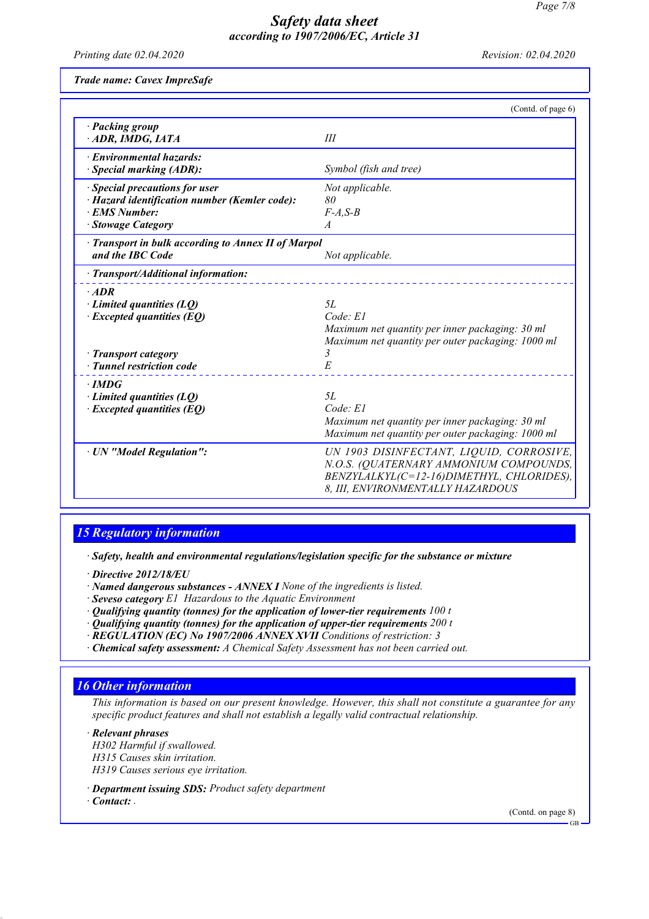(Contd. of page 6)

| | |
|---|---|
| **· Packing group** | |
| **· ADR, IMDG, IATA** | *III* |
| **· Environmental hazards:** | |
| **· Special marking (ADR):** | *Symbol (fish and tree)* |
| **· Special precautions for user** | *Not applicable.* |
| **· Hazard identification number (Kemler code):** | *80* |
| **· EMS Number:** | *F-A,S-B* |
| **· Stowage Category** | *A* |
| **· Transport in bulk according to Annex II of Marpol and the IBC Code** | *Not applicable.* |
| **· Transport/Additional information:** | |
| **· ADR** | |
| **· Limited quantities (LQ)** | *5L* |
| **· Excepted quantities (EQ)** | *Code: E1*<br>*Maximum net quantity per inner packaging: 30 ml*<br>*Maximum net quantity per outer packaging: 1000 ml* |
| **· Transport category** | *3* |
| **· Tunnel restriction code** | *E* |
| **· IMDG** | |
| **· Limited quantities (LQ)** | *5L* |
| **· Excepted quantities (EQ)** | *Code: E1*<br>*Maximum net quantity per inner packaging: 30 ml*<br>*Maximum net quantity per outer packaging: 1000 ml* |
| **· UN "Model Regulation":** | *UN 1903 DISINFECTANT, LIQUID, CORROSIVE, N.O.S. (QUATERNARY AMMONIUM COMPOUNDS, BENZYLALKYL(C=12-16)DIMETHYL, CHLORIDES), 8, III, ENVIRONMENTALLY HAZARDOUS* |

## 15 Regulatory information

**· Safety, health and environmental regulations/legislation specific for the substance or mixture**

**· Directive 2012/18/EU**
**· Named dangerous substances - ANNEX I** *None of the ingredients is listed.*
**· Seveso category** *E1 Hazardous to the Aquatic Environment*
**· Qualifying quantity (tonnes) for the application of lower-tier requirements** *100 t*
**· Qualifying quantity (tonnes) for the application of upper-tier requirements** *200 t*
**· REGULATION (EC) No 1907/2006 ANNEX XVII** *Conditions of restriction: 3*
**· Chemical safety assessment:** *A Chemical Safety Assessment has not been carried out.*

## 16 Other information

*This information is based on our present knowledge. However, this shall not constitute a guarantee for any specific product features and shall not establish a legally valid contractual relationship.*

**· Relevant phrases**
*H302 Harmful if swallowed.*
*H315 Causes skin irritation.*
*H319 Causes serious eye irritation.*

**· Department issuing SDS:** *Product safety department*
**· Contact:** *.*

(Contd. on page 8)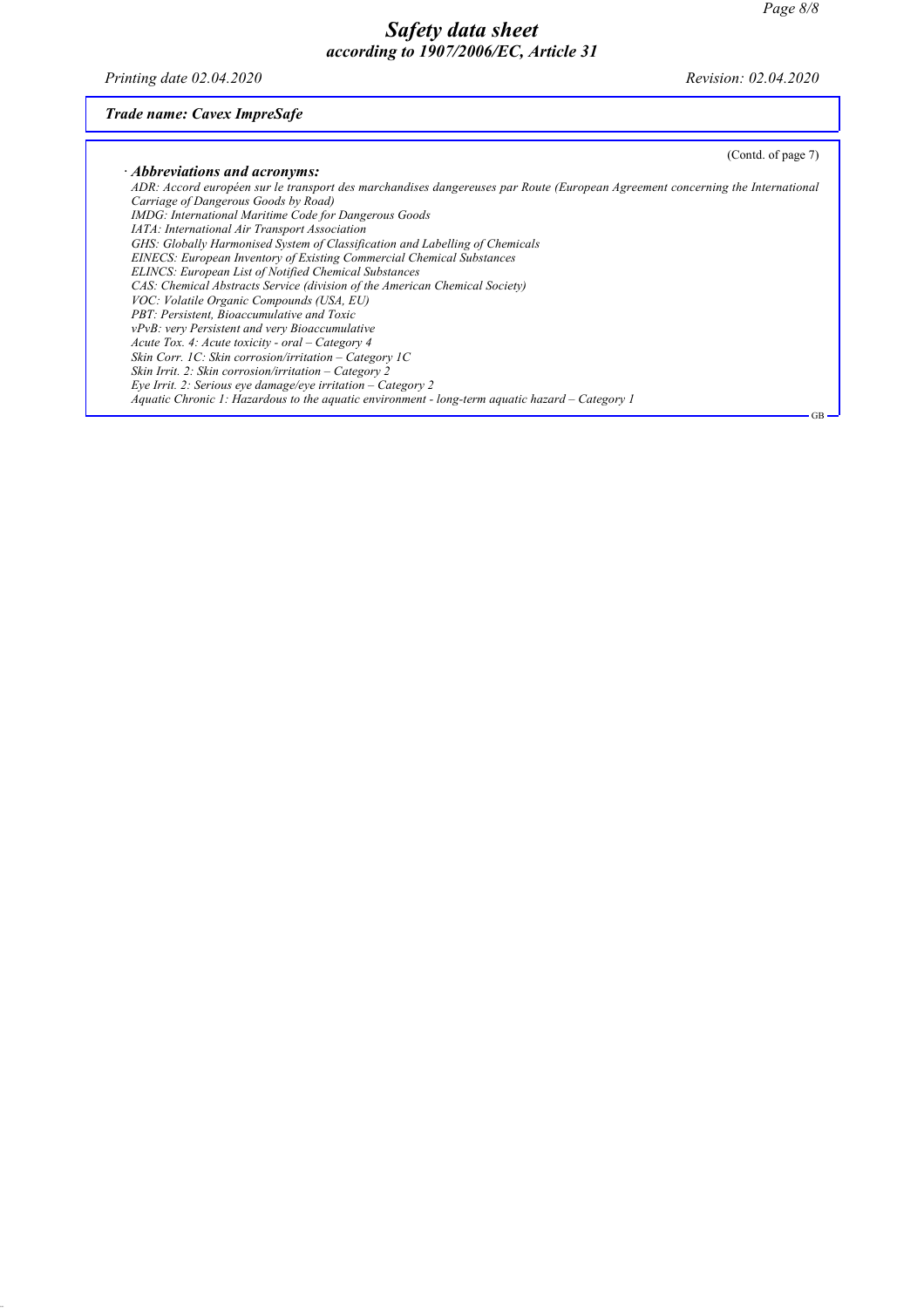*Trade name: Cavex ImpreSafe*

(Contd. of page 7)

· ***Abbreviations and acronyms:***

*ADR: Accord européen sur le transport des marchandises dangereuses par Route (European Agreement concerning the International Carriage of Dangerous Goods by Road)*
*IMDG: International Maritime Code for Dangerous Goods*
*IATA: International Air Transport Association*
*GHS: Globally Harmonised System of Classification and Labelling of Chemicals*
*EINECS: European Inventory of Existing Commercial Chemical Substances*
*ELINCS: European List of Notified Chemical Substances*
*CAS: Chemical Abstracts Service (division of the American Chemical Society)*
*VOC: Volatile Organic Compounds (USA, EU)*
*PBT: Persistent, Bioaccumulative and Toxic*
*vPvB: very Persistent and very Bioaccumulative*
*Acute Tox. 4: Acute toxicity - oral – Category 4*
*Skin Corr. 1C: Skin corrosion/irritation – Category 1C*
*Skin Irrit. 2: Skin corrosion/irritation – Category 2*
*Eye Irrit. 2: Serious eye damage/eye irritation – Category 2*
*Aquatic Chronic 1: Hazardous to the aquatic environment - long-term aquatic hazard – Category 1*

GB